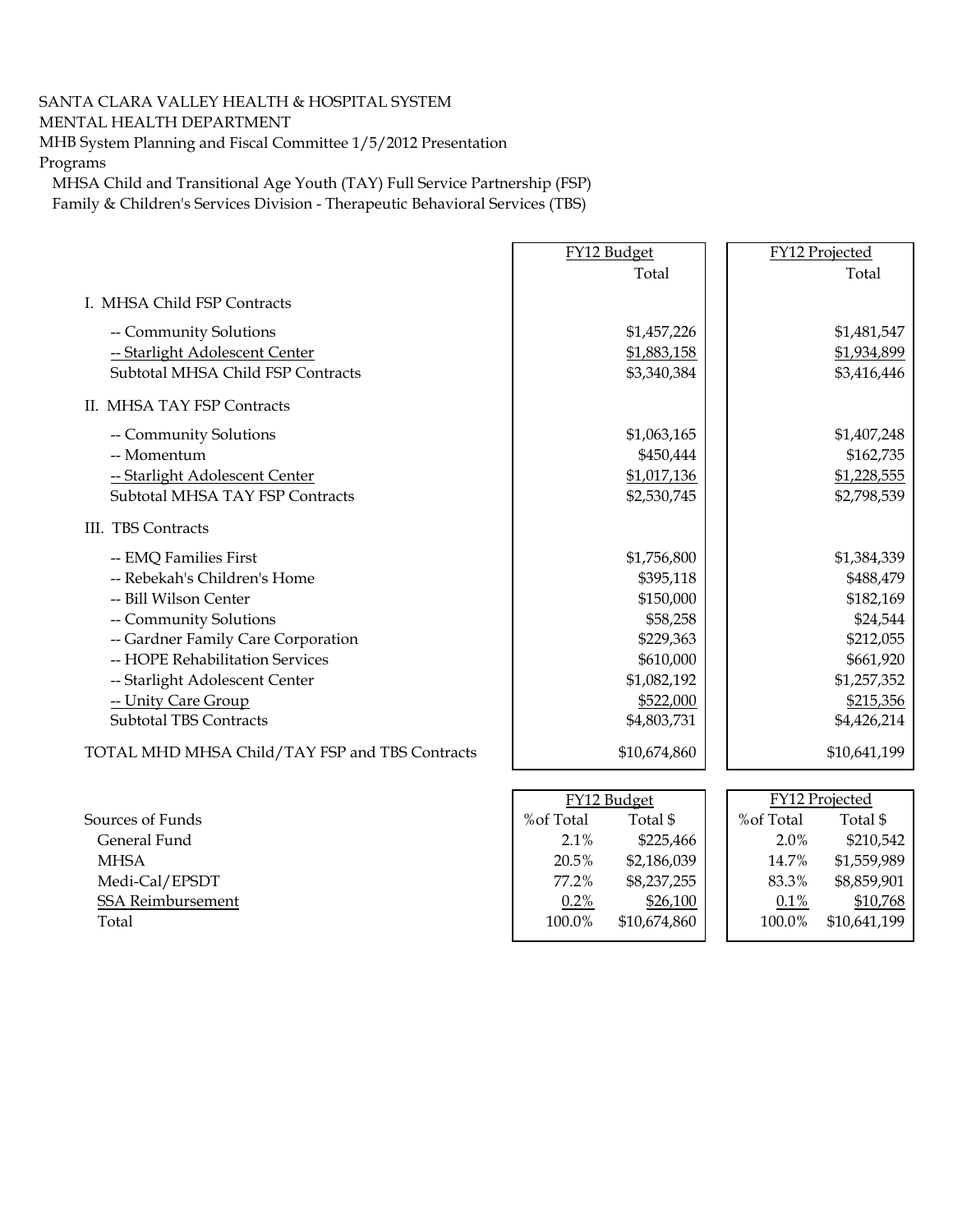SANTA CLARA VALLEY HEALTH & HOSPITAL SYSTEM
MENTAL HEALTH DEPARTMENT
MHB System Planning and Fiscal Committee 1/5/2012 Presentation
Programs
MHSA Child and Transitional Age Youth (TAY) Full Service Partnership (FSP)
Family & Children's Services Division - Therapeutic Behavioral Services (TBS)

| | FY12 Budget Total | FY12 Projected Total |
|---|---|---|
| I. MHSA Child FSP Contracts | | |
| -- Community Solutions | $1,457,226 | $1,481,547 |
| -- Starlight Adolescent Center | $1,883,158 | $1,934,899 |
| Subtotal MHSA Child FSP Contracts | $3,340,384 | $3,416,446 |
| II. MHSA TAY FSP Contracts | | |
| -- Community Solutions | $1,063,165 | $1,407,248 |
| -- Momentum | $450,444 | $162,735 |
| -- Starlight Adolescent Center | $1,017,136 | $1,228,555 |
| Subtotal MHSA TAY FSP Contracts | $2,530,745 | $2,798,539 |
| III. TBS Contracts | | |
| -- EMQ Families First | $1,756,800 | $1,384,339 |
| -- Rebekah's Children's Home | $395,118 | $488,479 |
| -- Bill Wilson Center | $150,000 | $182,169 |
| -- Community Solutions | $58,258 | $24,544 |
| -- Gardner Family Care Corporation | $229,363 | $212,055 |
| -- HOPE Rehabilitation Services | $610,000 | $661,920 |
| -- Starlight Adolescent Center | $1,082,192 | $1,257,352 |
| -- Unity Care Group | $522,000 | $215,356 |
| Subtotal TBS Contracts | $4,803,731 | $4,426,214 |
| TOTAL MHD MHSA Child/TAY FSP and TBS Contracts | $10,674,860 | $10,641,199 |

| | FY12 Budget | | FY12 Projected | |
|---|---|---|---|---|
| Sources of Funds | %of Total | Total $ | %of Total | Total $ |
| General Fund | 2.1% | $225,466 | 2.0% | $210,542 |
| MHSA | 20.5% | $2,186,039 | 14.7% | $1,559,989 |
| Medi-Cal/EPSDT | 77.2% | $8,237,255 | 83.3% | $8,859,901 |
| SSA Reimbursement | 0.2% | $26,100 | 0.1% | $10,768 |
| Total | 100.0% | $10,674,860 | 100.0% | $10,641,199 |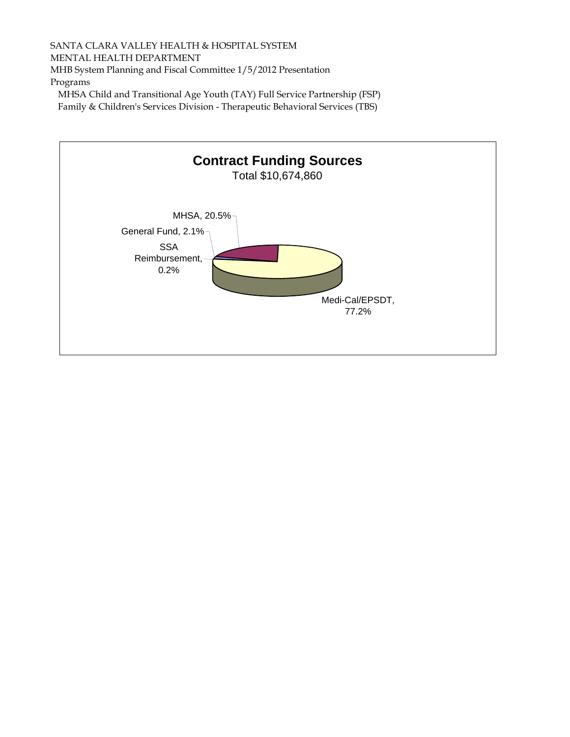SANTA CLARA VALLEY HEALTH & HOSPITAL SYSTEM
MENTAL HEALTH DEPARTMENT
MHB System Planning and Fiscal Committee 1/5/2012 Presentation
Programs
MHSA Child and Transitional Age Youth (TAY) Full Service Partnership (FSP)
Family & Children's Services Division - Therapeutic Behavioral Services (TBS)

**Contract Funding Sources**
Total $10,674,860

MHSA, 20.5%
General Fund, 2.1%
SSA Reimbursement, 0.2%
Medi-Cal/EPSDT, 77.2%